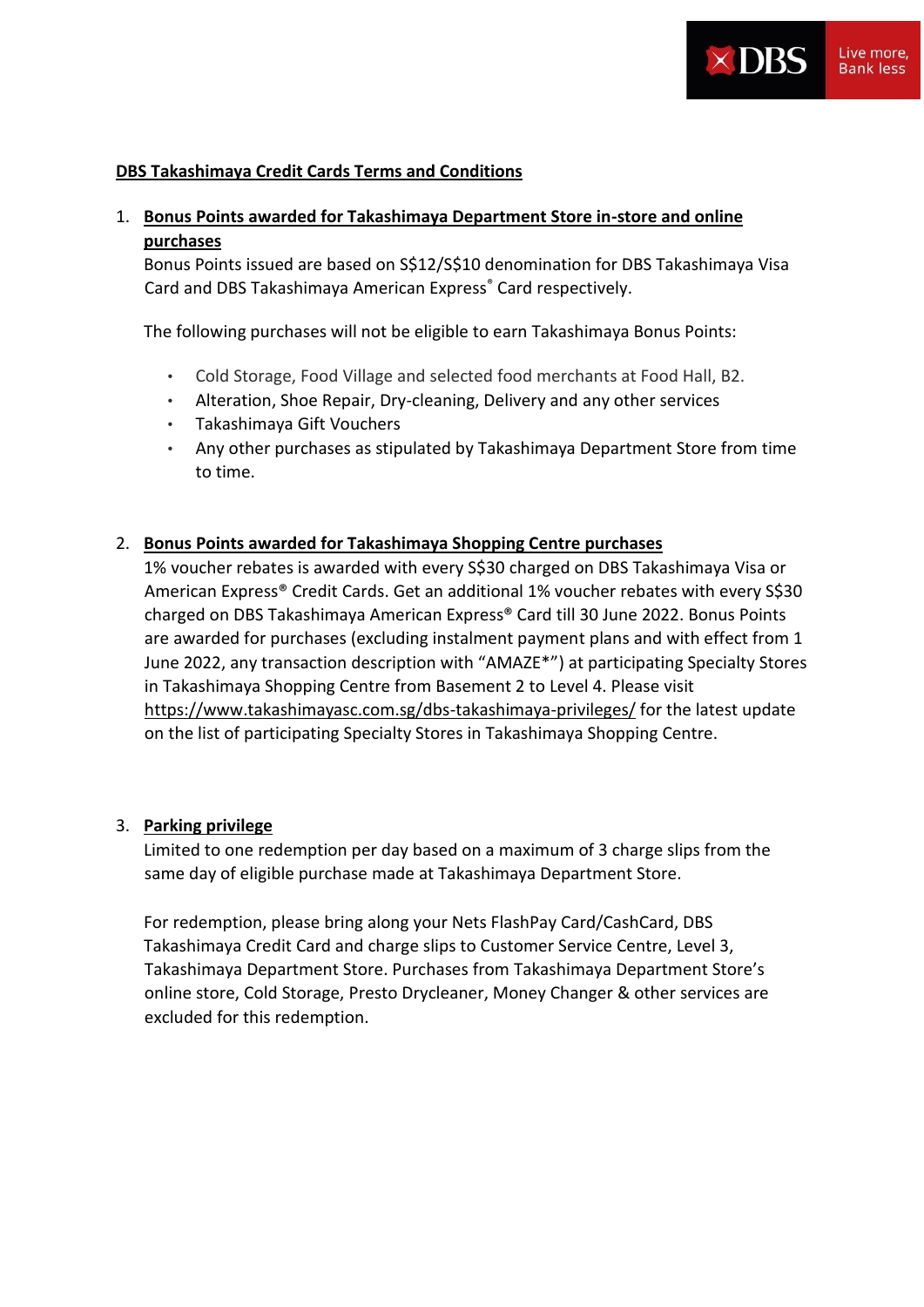**DBS Takashimaya Credit Cards Terms and Conditions**

1. **Bonus Points awarded for Takashimaya Department Store in-store and online purchases**
   Bonus Points issued are based on S$12/S$10 denomination for DBS Takashimaya Visa Card and DBS Takashimaya American Express® Card respectively.

   The following purchases will not be eligible to earn Takashimaya Bonus Points:

   - Cold Storage, Food Village and selected food merchants at Food Hall, B2.
   - Alteration, Shoe Repair, Dry-cleaning, Delivery and any other services
   - Takashimaya Gift Vouchers
   - Any other purchases as stipulated by Takashimaya Department Store from time to time.

2. **Bonus Points awarded for Takashimaya Shopping Centre purchases**
   1% voucher rebates is awarded with every S$30 charged on DBS Takashimaya Visa or American Express® Credit Cards. Get an additional 1% voucher rebates with every S$30 charged on DBS Takashimaya American Express® Card till 30 June 2022. Bonus Points are awarded for purchases (excluding instalment payment plans and with effect from 1 June 2022, any transaction description with "AMAZE*") at participating Specialty Stores in Takashimaya Shopping Centre from Basement 2 to Level 4. Please visit https://www.takashimayasc.com.sg/dbs-takashimaya-privileges/ for the latest update on the list of participating Specialty Stores in Takashimaya Shopping Centre.

3. **Parking privilege**
   Limited to one redemption per day based on a maximum of 3 charge slips from the same day of eligible purchase made at Takashimaya Department Store.

   For redemption, please bring along your Nets FlashPay Card/CashCard, DBS Takashimaya Credit Card and charge slips to Customer Service Centre, Level 3, Takashimaya Department Store. Purchases from Takashimaya Department Store's online store, Cold Storage, Presto Drycleaner, Money Changer & other services are excluded for this redemption.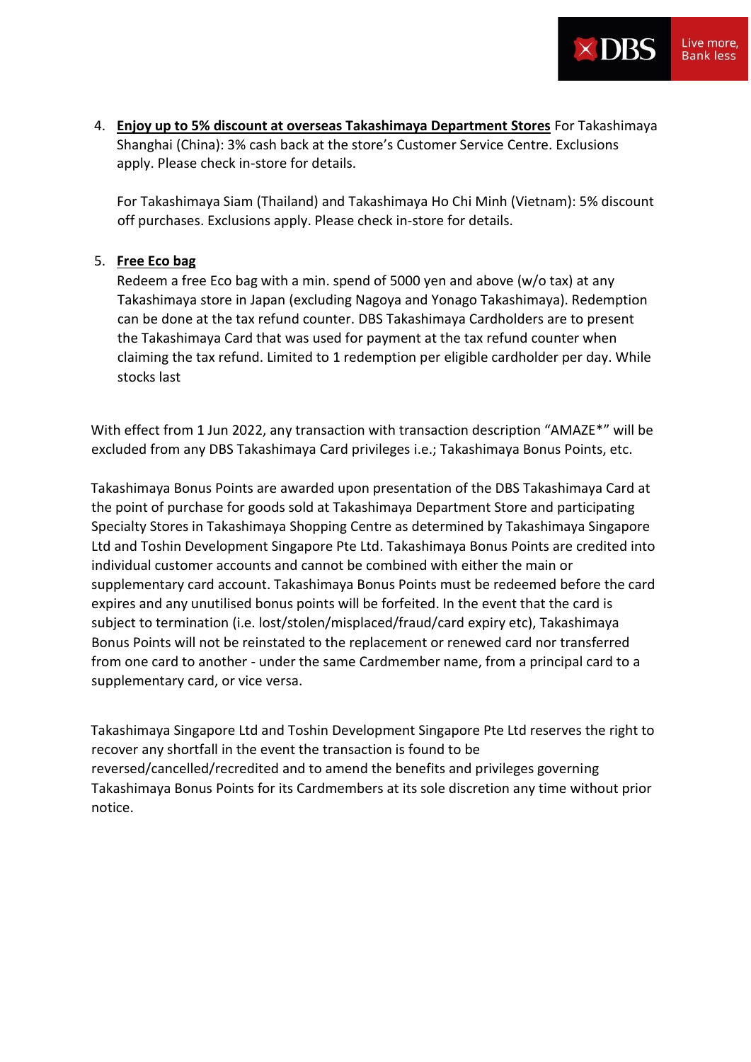4. **<u>Enjoy up to 5% discount at overseas Takashimaya Department Stores</u>** For Takashimaya Shanghai (China): 3% cash back at the store's Customer Service Centre. Exclusions apply. Please check in-store for details.

   For Takashimaya Siam (Thailand) and Takashimaya Ho Chi Minh (Vietnam): 5% discount off purchases. Exclusions apply. Please check in-store for details.

5. **<u>Free Eco bag</u>**
   Redeem a free Eco bag with a min. spend of 5000 yen and above (w/o tax) at any Takashimaya store in Japan (excluding Nagoya and Yonago Takashimaya). Redemption can be done at the tax refund counter. DBS Takashimaya Cardholders are to present the Takashimaya Card that was used for payment at the tax refund counter when claiming the tax refund. Limited to 1 redemption per eligible cardholder per day. While stocks last

With effect from 1 Jun 2022, any transaction with transaction description "AMAZE*" will be excluded from any DBS Takashimaya Card privileges i.e.; Takashimaya Bonus Points, etc.

Takashimaya Bonus Points are awarded upon presentation of the DBS Takashimaya Card at the point of purchase for goods sold at Takashimaya Department Store and participating Specialty Stores in Takashimaya Shopping Centre as determined by Takashimaya Singapore Ltd and Toshin Development Singapore Pte Ltd. Takashimaya Bonus Points are credited into individual customer accounts and cannot be combined with either the main or supplementary card account. Takashimaya Bonus Points must be redeemed before the card expires and any unutilised bonus points will be forfeited. In the event that the card is subject to termination (i.e. lost/stolen/misplaced/fraud/card expiry etc), Takashimaya Bonus Points will not be reinstated to the replacement or renewed card nor transferred from one card to another - under the same Cardmember name, from a principal card to a supplementary card, or vice versa.

Takashimaya Singapore Ltd and Toshin Development Singapore Pte Ltd reserves the right to recover any shortfall in the event the transaction is found to be reversed/cancelled/recredited and to amend the benefits and privileges governing Takashimaya Bonus Points for its Cardmembers at its sole discretion any time without prior notice.